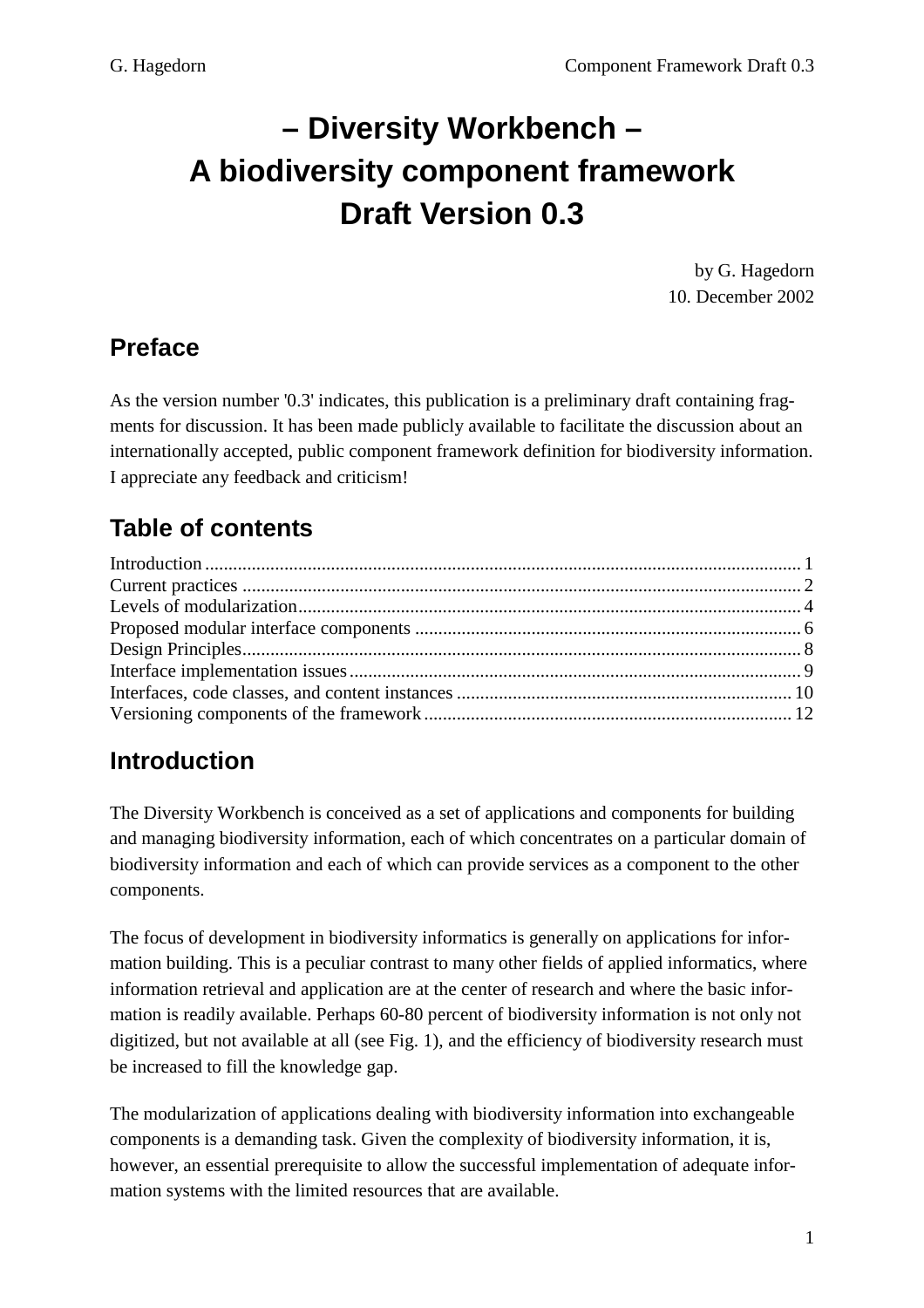# – Diversity Workbench –
# A biodiversity component framework
# Draft Version 0.3

by G. Hagedorn
10. December 2002

## Preface

As the version number '0.3' indicates, this publication is a preliminary draft containing fragments for discussion. It has been made publicly available to facilitate the discussion about an internationally accepted, public component framework definition for biodiversity information. I appreciate any feedback and criticism!

## Table of contents

| | |
|---|---|
| Introduction | 1 |
| Current practices | 2 |
| Levels of modularization | 4 |
| Proposed modular interface components | 6 |
| Design Principles | 8 |
| Interface implementation issues | 9 |
| Interfaces, code classes, and content instances | 10 |
| Versioning components of the framework | 12 |

## Introduction

The Diversity Workbench is conceived as a set of applications and components for building and managing biodiversity information, each of which concentrates on a particular domain of biodiversity information and each of which can provide services as a component to the other components.

The focus of development in biodiversity informatics is generally on applications for information building. This is a peculiar contrast to many other fields of applied informatics, where information retrieval and application are at the center of research and where the basic information is readily available. Perhaps 60-80 percent of biodiversity information is not only not digitized, but not available at all (see Fig. 1), and the efficiency of biodiversity research must be increased to fill the knowledge gap.

The modularization of applications dealing with biodiversity information into exchangeable components is a demanding task. Given the complexity of biodiversity information, it is, however, an essential prerequisite to allow the successful implementation of adequate information systems with the limited resources that are available.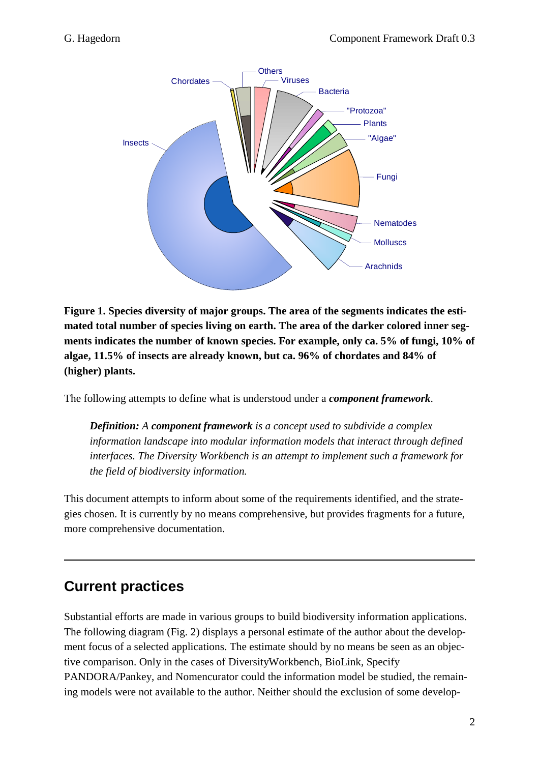**Figure 1. Species diversity of major groups. The area of the segments indicates the estimated total number of species living on earth. The area of the darker colored inner segments indicates the number of known species. For example, only ca. 5% of fungi, 10% of algae, 11.5% of insects are already known, but ca. 96% of chordates and 84% of (higher) plants.**

The following attempts to define what is understood under a ***component framework***.

> ***Definition:*** *A* ***component framework*** *is a concept used to subdivide a complex information landscape into modular information models that interact through defined interfaces. The Diversity Workbench is an attempt to implement such a framework for the field of biodiversity information.*

This document attempts to inform about some of the requirements identified, and the strategies chosen. It is currently by no means comprehensive, but provides fragments for a future, more comprehensive documentation.

---

## Current practices

Substantial efforts are made in various groups to build biodiversity information applications. The following diagram (Fig. 2) displays a personal estimate of the author about the development focus of a selected applications. The estimate should by no means be seen as an objective comparison. Only in the cases of DiversityWorkbench, BioLink, Specify PANDORA/Pankey, and Nomencurator could the information model be studied, the remaining models were not available to the author. Neither should the exclusion of some develop-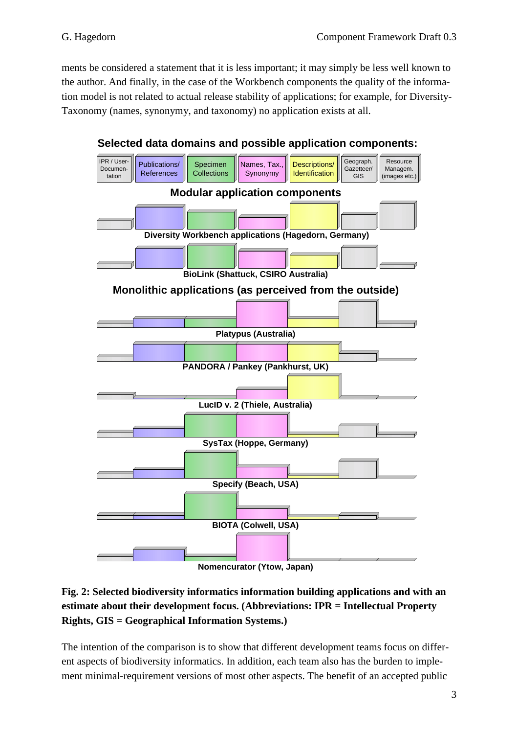ments be considered a statement that it is less important; it may simply be less well known to the author. And finally, in the case of the Workbench components the quality of the information model is not related to actual release stability of applications; for example, for DiversityTaxonomy (names, synonymy, and taxonomy) no application exists at all.

**Selected data domains and possible application components:**

IPR / User-Documentation | Publications/ References | Specimen Collections | Names, Tax., Synonymy | Descriptions/ Identification | Geograph. Gazetteer/ GIS | Resource Managem. (images etc.)

**Modular application components**

Diversity Workbench applications (Hagedorn, Germany)

BioLink (Shattuck, CSIRO Australia)

**Monolithic applications (as perceived from the outside)**

Platypus (Australia)

PANDORA / Pankey (Pankhurst, UK)

LucID v. 2 (Thiele, Australia)

SysTax (Hoppe, Germany)

Specify (Beach, USA)

BIOTA (Colwell, USA)

Nomencurator (Ytow, Japan)

**Fig. 2: Selected biodiversity informatics information building applications and with an estimate about their development focus. (Abbreviations: IPR = Intellectual Property Rights, GIS = Geographical Information Systems.)**

The intention of the comparison is to show that different development teams focus on different aspects of biodiversity informatics. In addition, each team also has the burden to implement minimal-requirement versions of most other aspects. The benefit of an accepted public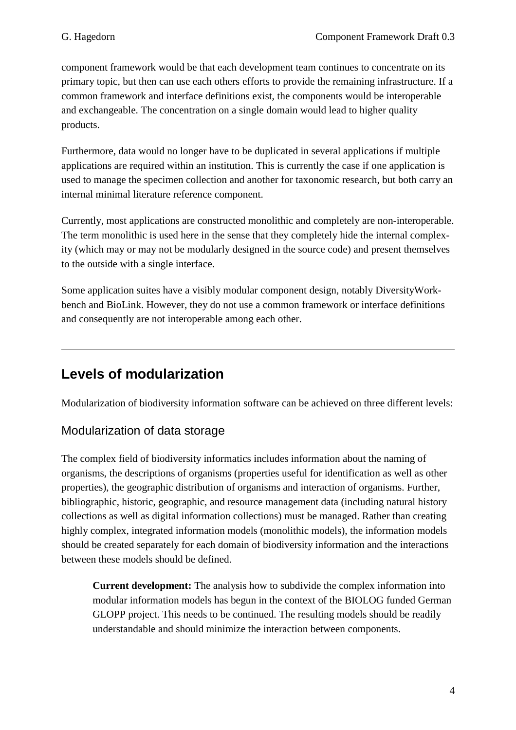component framework would be that each development team continues to concentrate on its primary topic, but then can use each others efforts to provide the remaining infrastructure. If a common framework and interface definitions exist, the components would be interoperable and exchangeable. The concentration on a single domain would lead to higher quality products.

Furthermore, data would no longer have to be duplicated in several applications if multiple applications are required within an institution. This is currently the case if one application is used to manage the specimen collection and another for taxonomic research, but both carry an internal minimal literature reference component.

Currently, most applications are constructed monolithic and completely are non-interoperable. The term monolithic is used here in the sense that they completely hide the internal complexity (which may or may not be modularly designed in the source code) and present themselves to the outside with a single interface.

Some application suites have a visibly modular component design, notably DiversityWorkbench and BioLink. However, they do not use a common framework or interface definitions and consequently are not interoperable among each other.

---

## Levels of modularization

Modularization of biodiversity information software can be achieved on three different levels:

### Modularization of data storage

The complex field of biodiversity informatics includes information about the naming of organisms, the descriptions of organisms (properties useful for identification as well as other properties), the geographic distribution of organisms and interaction of organisms. Further, bibliographic, historic, geographic, and resource management data (including natural history collections as well as digital information collections) must be managed. Rather than creating highly complex, integrated information models (monolithic models), the information models should be created separately for each domain of biodiversity information and the interactions between these models should be defined.

> **Current development:** The analysis how to subdivide the complex information into modular information models has begun in the context of the BIOLOG funded German GLOPP project. This needs to be continued. The resulting models should be readily understandable and should minimize the interaction between components.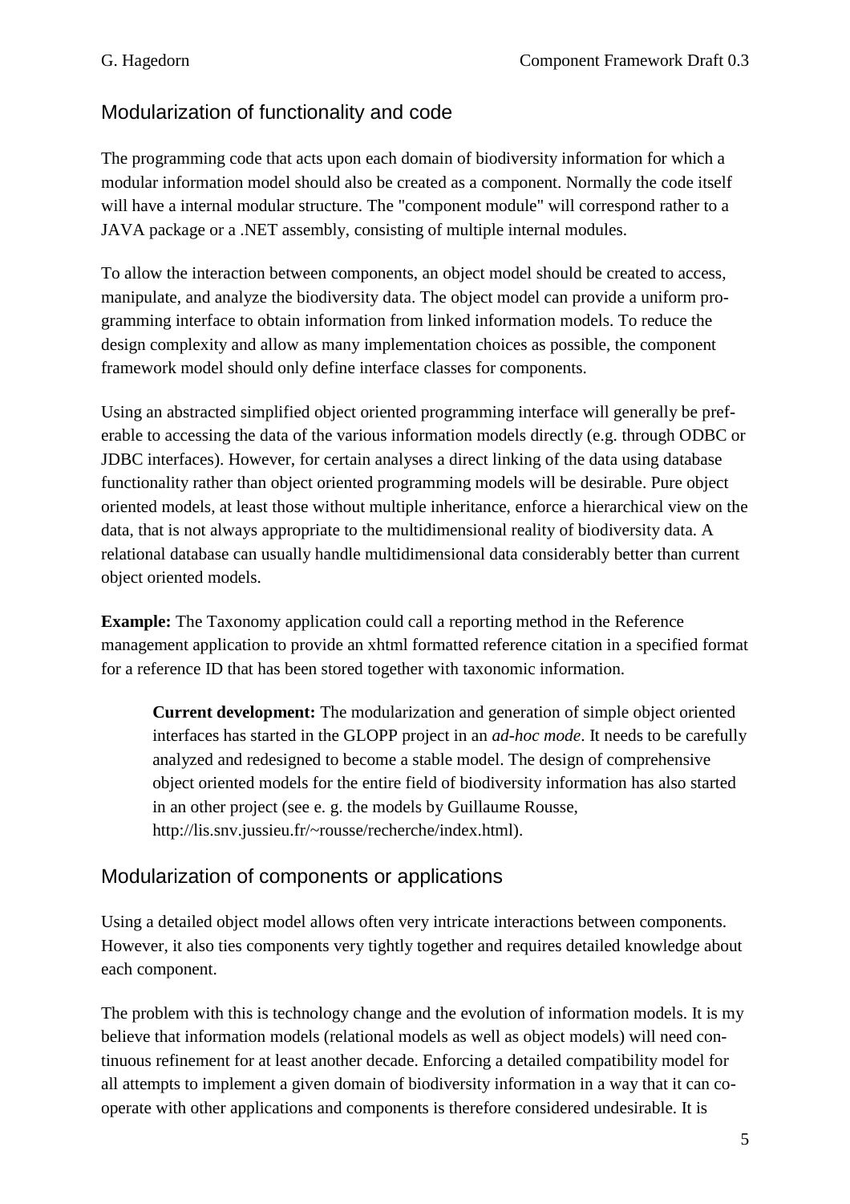## Modularization of functionality and code

The programming code that acts upon each domain of biodiversity information for which a modular information model should also be created as a component. Normally the code itself will have a internal modular structure. The "component module" will correspond rather to a JAVA package or a .NET assembly, consisting of multiple internal modules.

To allow the interaction between components, an object model should be created to access, manipulate, and analyze the biodiversity data. The object model can provide a uniform programming interface to obtain information from linked information models. To reduce the design complexity and allow as many implementation choices as possible, the component framework model should only define interface classes for components.

Using an abstracted simplified object oriented programming interface will generally be preferable to accessing the data of the various information models directly (e.g. through ODBC or JDBC interfaces). However, for certain analyses a direct linking of the data using database functionality rather than object oriented programming models will be desirable. Pure object oriented models, at least those without multiple inheritance, enforce a hierarchical view on the data, that is not always appropriate to the multidimensional reality of biodiversity data. A relational database can usually handle multidimensional data considerably better than current object oriented models.

**Example:** The Taxonomy application could call a reporting method in the Reference management application to provide an xhtml formatted reference citation in a specified format for a reference ID that has been stored together with taxonomic information.

> **Current development:** The modularization and generation of simple object oriented interfaces has started in the GLOPP project in an *ad-hoc mode*. It needs to be carefully analyzed and redesigned to become a stable model. The design of comprehensive object oriented models for the entire field of biodiversity information has also started in an other project (see e. g. the models by Guillaume Rousse, http://lis.snv.jussieu.fr/~rousse/recherche/index.html).

## Modularization of components or applications

Using a detailed object model allows often very intricate interactions between components. However, it also ties components very tightly together and requires detailed knowledge about each component.

The problem with this is technology change and the evolution of information models. It is my believe that information models (relational models as well as object models) will need continuous refinement for at least another decade. Enforcing a detailed compatibility model for all attempts to implement a given domain of biodiversity information in a way that it can cooperate with other applications and components is therefore considered undesirable. It is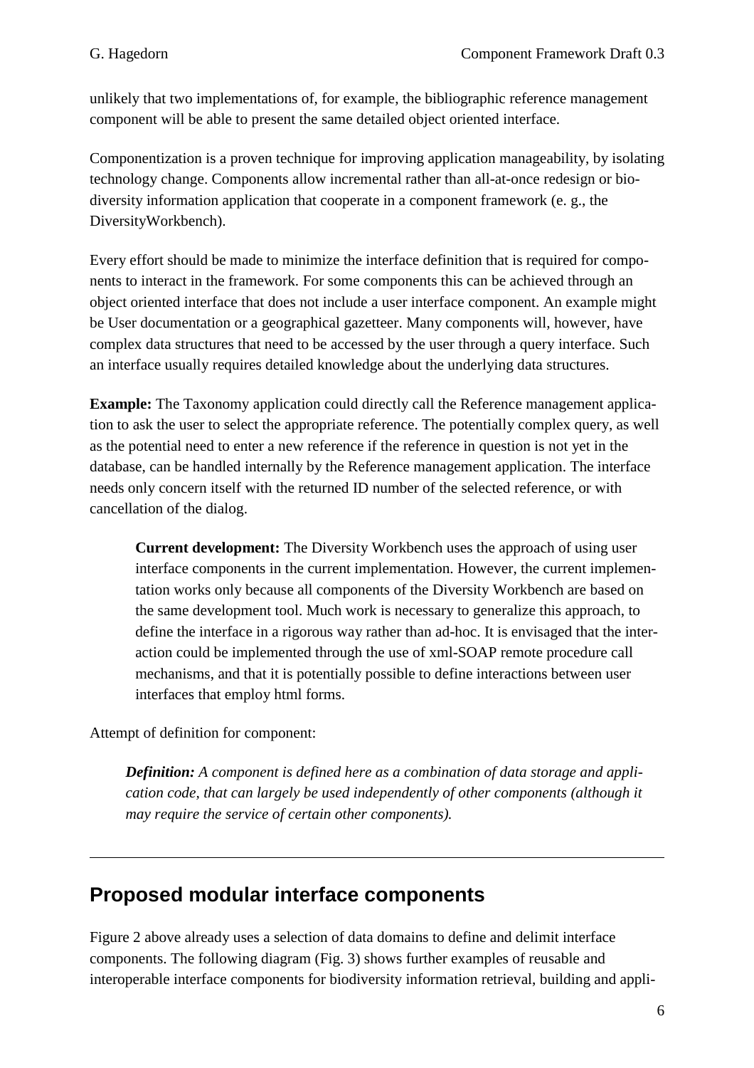unlikely that two implementations of, for example, the bibliographic reference management component will be able to present the same detailed object oriented interface.

Componentization is a proven technique for improving application manageability, by isolating technology change. Components allow incremental rather than all-at-once redesign or biodiversity information application that cooperate in a component framework (e. g., the DiversityWorkbench).

Every effort should be made to minimize the interface definition that is required for components to interact in the framework. For some components this can be achieved through an object oriented interface that does not include a user interface component. An example might be User documentation or a geographical gazetteer. Many components will, however, have complex data structures that need to be accessed by the user through a query interface. Such an interface usually requires detailed knowledge about the underlying data structures.

**Example:** The Taxonomy application could directly call the Reference management application to ask the user to select the appropriate reference. The potentially complex query, as well as the potential need to enter a new reference if the reference in question is not yet in the database, can be handled internally by the Reference management application. The interface needs only concern itself with the returned ID number of the selected reference, or with cancellation of the dialog.

> **Current development:** The Diversity Workbench uses the approach of using user interface components in the current implementation. However, the current implementation works only because all components of the Diversity Workbench are based on the same development tool. Much work is necessary to generalize this approach, to define the interface in a rigorous way rather than ad-hoc. It is envisaged that the interaction could be implemented through the use of xml-SOAP remote procedure call mechanisms, and that it is potentially possible to define interactions between user interfaces that employ html forms.

Attempt of definition for component:

> ***Definition:*** *A component is defined here as a combination of data storage and application code, that can largely be used independently of other components (although it may require the service of certain other components).*

---

## Proposed modular interface components

Figure 2 above already uses a selection of data domains to define and delimit interface components. The following diagram (Fig. 3) shows further examples of reusable and interoperable interface components for biodiversity information retrieval, building and appli-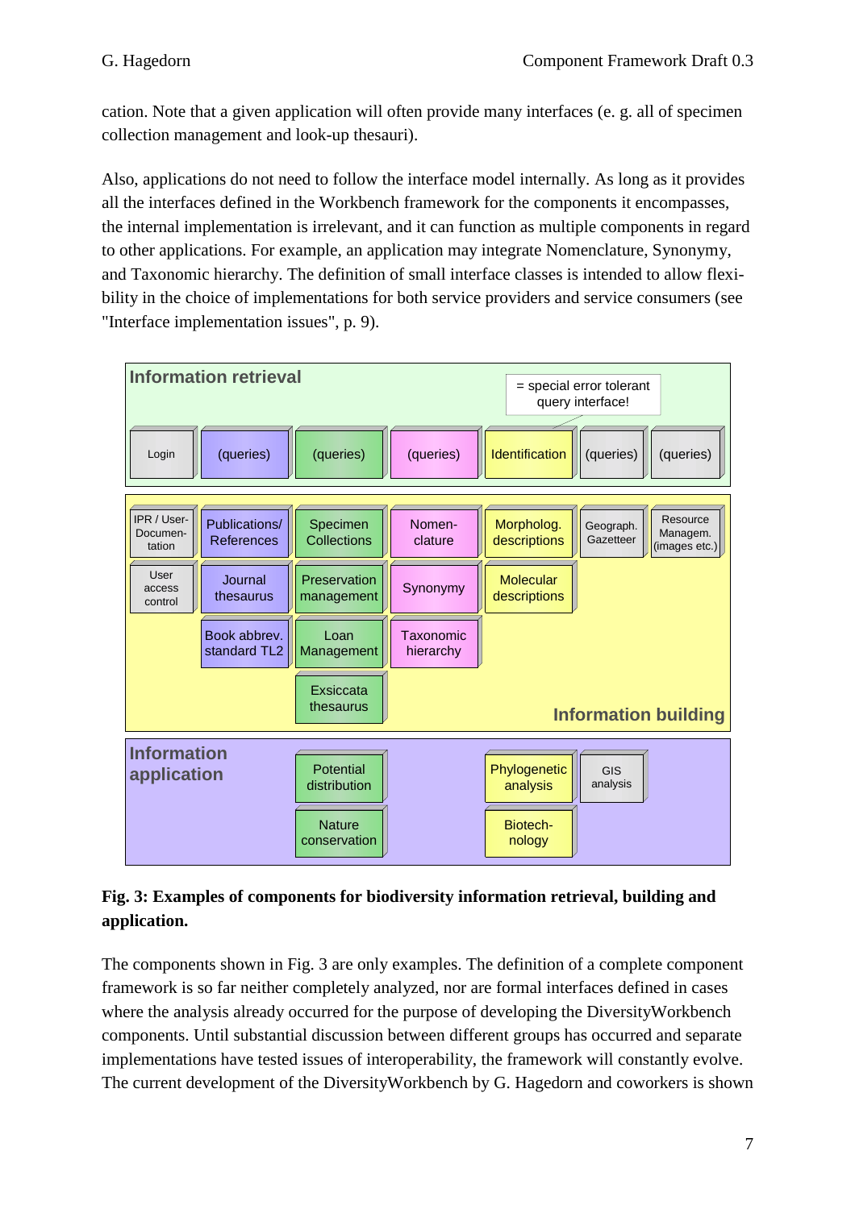cation. Note that a given application will often provide many interfaces (e. g. all of specimen collection management and look-up thesauri).

Also, applications do not need to follow the interface model internally. As long as it provides all the interfaces defined in the Workbench framework for the components it encompasses, the internal implementation is irrelevant, and it can function as multiple components in regard to other applications. For example, an application may integrate Nomenclature, Synonymy, and Taxonomic hierarchy. The definition of small interface classes is intended to allow flexibility in the choice of implementations for both service providers and service consumers (see "Interface implementation issues", p. 9).

**Information retrieval**

= special error tolerant query interface!

| Login | (queries) | (queries) | (queries) | Identification | (queries) | (queries) |
|---|---|---|---|---|---|---|

**Information building**

| IPR / User-Documentation | Publications/ References | Specimen Collections | Nomenclature | Morpholog. descriptions | Geograph. Gazetteer | Resource Managem. (images etc.) |
|---|---|---|---|---|---|---|
| User access control | Journal thesaurus | Preservation management | Synonymy | Molecular descriptions | | |
| | Book abbrev. standard TL2 | Loan Management | Taxonomic hierarchy | | | |
| | | Exsiccata thesaurus | | | | |

**Information application**

| Potential distribution | Phylogenetic analysis | GIS analysis |
|---|---|---|
| Nature conservation | Biotechnology | |

**Fig. 3: Examples of components for biodiversity information retrieval, building and application.**

The components shown in Fig. 3 are only examples. The definition of a complete component framework is so far neither completely analyzed, nor are formal interfaces defined in cases where the analysis already occurred for the purpose of developing the DiversityWorkbench components. Until substantial discussion between different groups has occurred and separate implementations have tested issues of interoperability, the framework will constantly evolve. The current development of the DiversityWorkbench by G. Hagedorn and coworkers is shown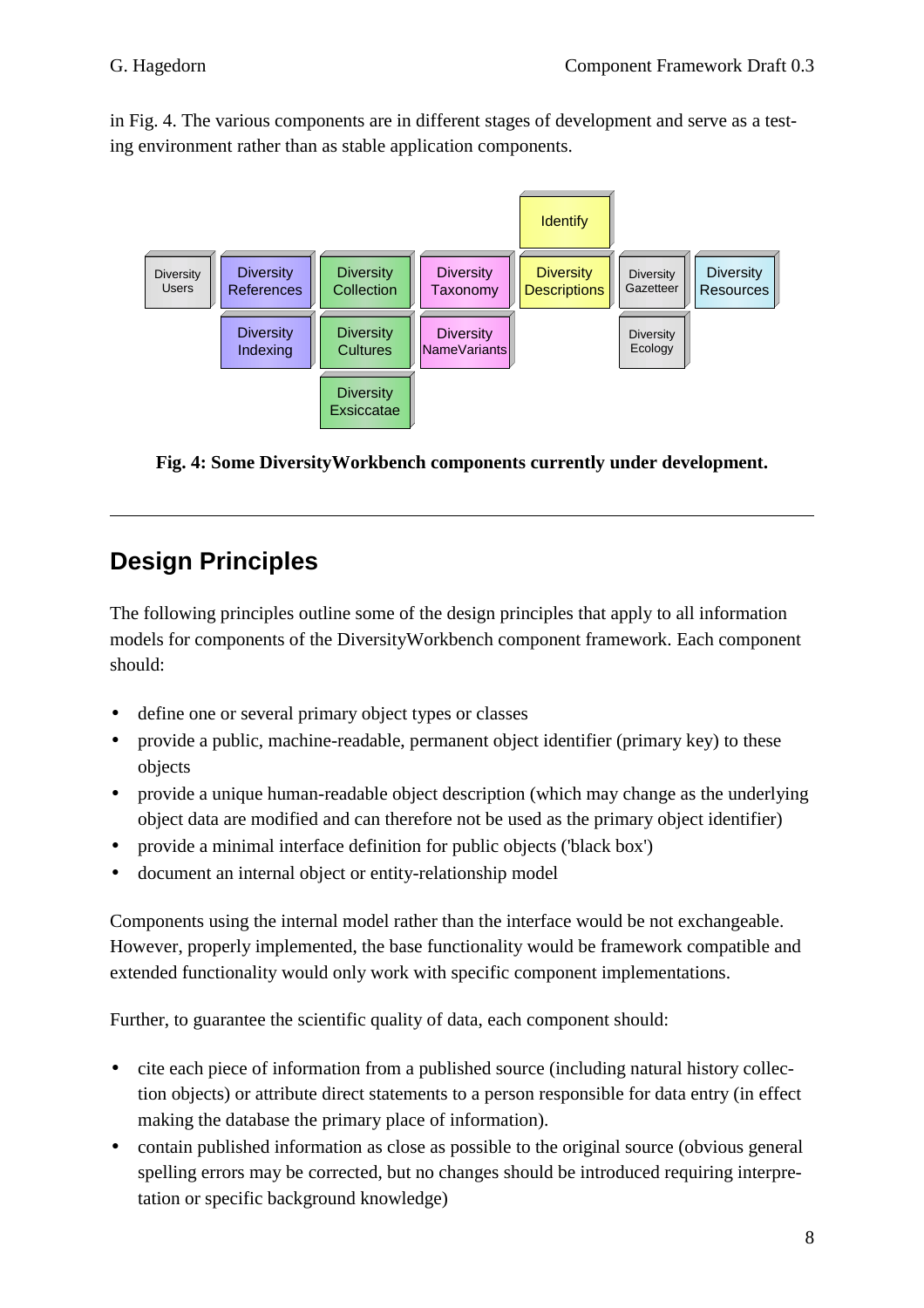in Fig. 4. The various components are in different stages of development and serve as a testing environment rather than as stable application components.

**Fig. 4: Some DiversityWorkbench components currently under development.**

---

## Design Principles

The following principles outline some of the design principles that apply to all information models for components of the DiversityWorkbench component framework. Each component should:

- define one or several primary object types or classes
- provide a public, machine-readable, permanent object identifier (primary key) to these objects
- provide a unique human-readable object description (which may change as the underlying object data are modified and can therefore not be used as the primary object identifier)
- provide a minimal interface definition for public objects ('black box')
- document an internal object or entity-relationship model

Components using the internal model rather than the interface would be not exchangeable. However, properly implemented, the base functionality would be framework compatible and extended functionality would only work with specific component implementations.

Further, to guarantee the scientific quality of data, each component should:

- cite each piece of information from a published source (including natural history collection objects) or attribute direct statements to a person responsible for data entry (in effect making the database the primary place of information).
- contain published information as close as possible to the original source (obvious general spelling errors may be corrected, but no changes should be introduced requiring interpretation or specific background knowledge)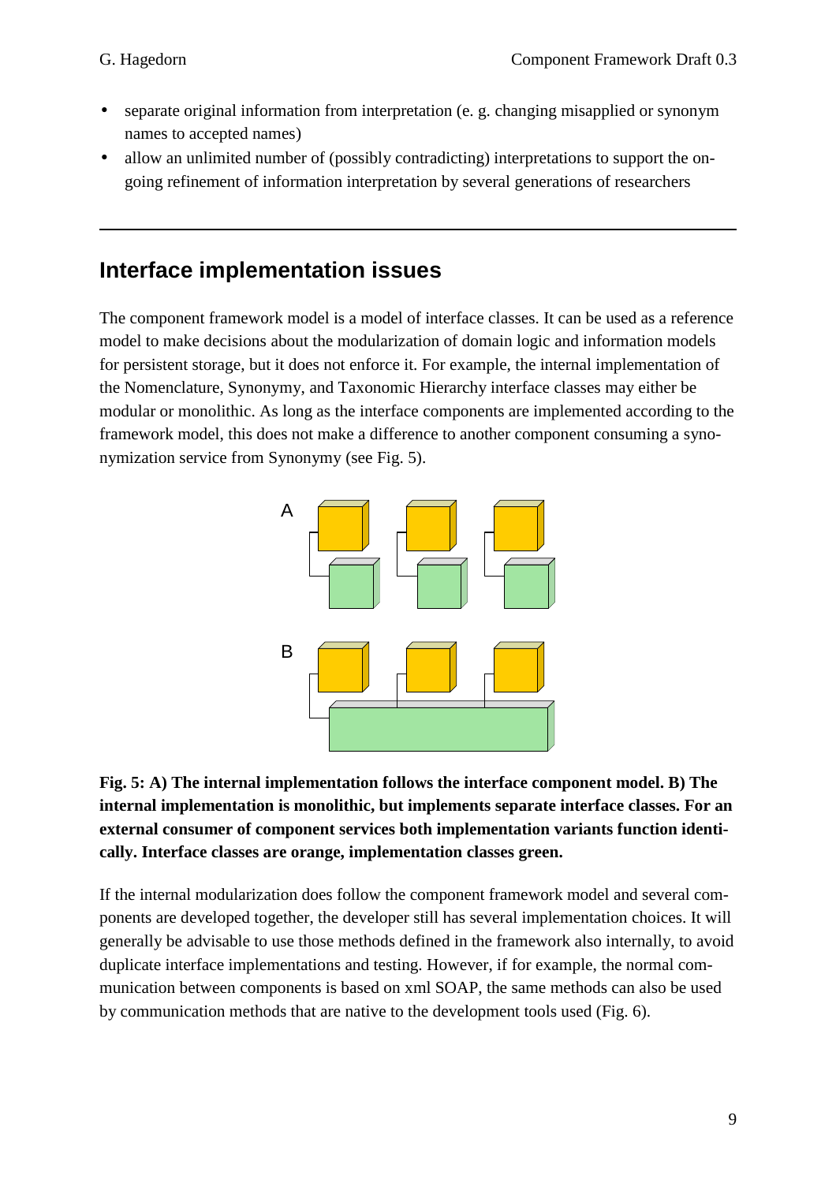- separate original information from interpretation (e. g. changing misapplied or synonym names to accepted names)
- allow an unlimited number of (possibly contradicting) interpretations to support the ongoing refinement of information interpretation by several generations of researchers

---

## Interface implementation issues

The component framework model is a model of interface classes. It can be used as a reference model to make decisions about the modularization of domain logic and information models for persistent storage, but it does not enforce it. For example, the internal implementation of the Nomenclature, Synonymy, and Taxonomic Hierarchy interface classes may either be modular or monolithic. As long as the interface components are implemented according to the framework model, this does not make a difference to another component consuming a synonymization service from Synonymy (see Fig. 5).

**Fig. 5: A) The internal implementation follows the interface component model. B) The internal implementation is monolithic, but implements separate interface classes. For an external consumer of component services both implementation variants function identically. Interface classes are orange, implementation classes green.**

If the internal modularization does follow the component framework model and several components are developed together, the developer still has several implementation choices. It will generally be advisable to use those methods defined in the framework also internally, to avoid duplicate interface implementations and testing. However, if for example, the normal communication between components is based on xml SOAP, the same methods can also be used by communication methods that are native to the development tools used (Fig. 6).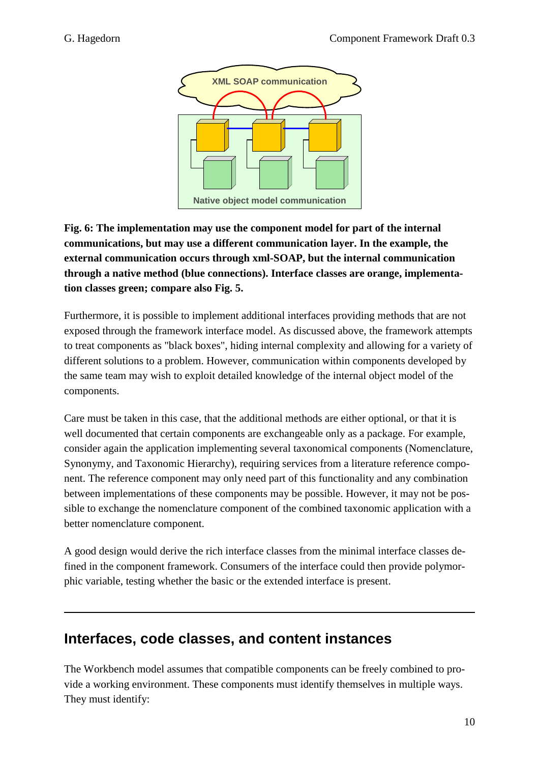XML SOAP communication

Native object model communication

**Fig. 6: The implementation may use the component model for part of the internal communications, but may use a different communication layer. In the example, the external communication occurs through xml-SOAP, but the internal communication through a native method (blue connections). Interface classes are orange, implementation classes green; compare also Fig. 5.**

Furthermore, it is possible to implement additional interfaces providing methods that are not exposed through the framework interface model. As discussed above, the framework attempts to treat components as "black boxes", hiding internal complexity and allowing for a variety of different solutions to a problem. However, communication within components developed by the same team may wish to exploit detailed knowledge of the internal object model of the components.

Care must be taken in this case, that the additional methods are either optional, or that it is well documented that certain components are exchangeable only as a package. For example, consider again the application implementing several taxonomical components (Nomenclature, Synonymy, and Taxonomic Hierarchy), requiring services from a literature reference component. The reference component may only need part of this functionality and any combination between implementations of these components may be possible. However, it may not be possible to exchange the nomenclature component of the combined taxonomic application with a better nomenclature component.

A good design would derive the rich interface classes from the minimal interface classes defined in the component framework. Consumers of the interface could then provide polymorphic variable, testing whether the basic or the extended interface is present.

---

## Interfaces, code classes, and content instances

The Workbench model assumes that compatible components can be freely combined to provide a working environment. These components must identify themselves in multiple ways. They must identify: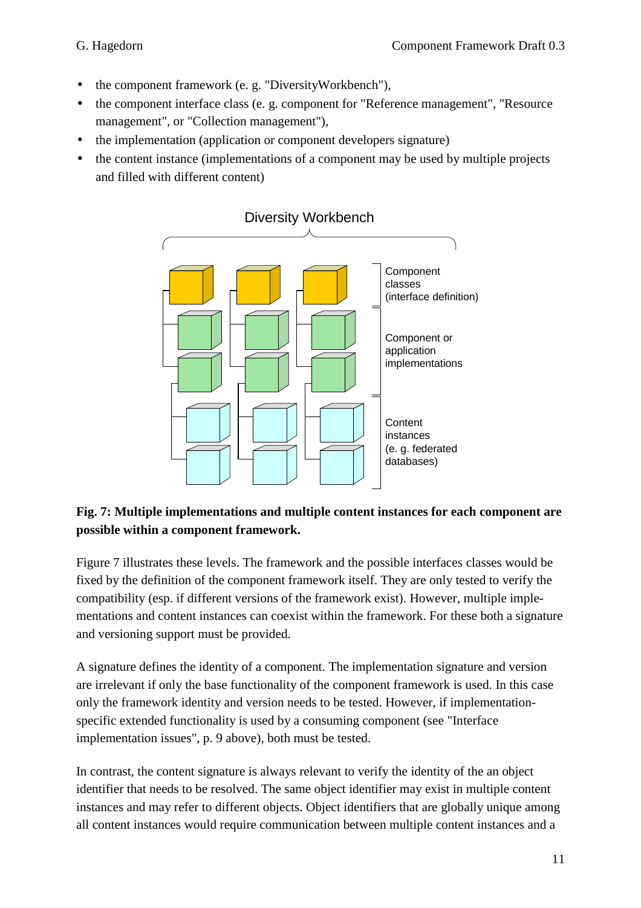- the component framework (e. g. "DiversityWorkbench"),
- the component interface class (e. g. component for "Reference management", "Resource management", or "Collection management"),
- the implementation (application or component developers signature)
- the content instance (implementations of a component may be used by multiple projects and filled with different content)

**Fig. 7: Multiple implementations and multiple content instances for each component are possible within a component framework.**

Figure 7 illustrates these levels. The framework and the possible interfaces classes would be fixed by the definition of the component framework itself. They are only tested to verify the compatibility (esp. if different versions of the framework exist). However, multiple implementations and content instances can coexist within the framework. For these both a signature and versioning support must be provided.

A signature defines the identity of a component. The implementation signature and version are irrelevant if only the base functionality of the component framework is used. In this case only the framework identity and version needs to be tested. However, if implementation-specific extended functionality is used by a consuming component (see "Interface implementation issues", p. 9 above), both must be tested.

In contrast, the content signature is always relevant to verify the identity of the an object identifier that needs to be resolved. The same object identifier may exist in multiple content instances and may refer to different objects. Object identifiers that are globally unique among all content instances would require communication between multiple content instances and a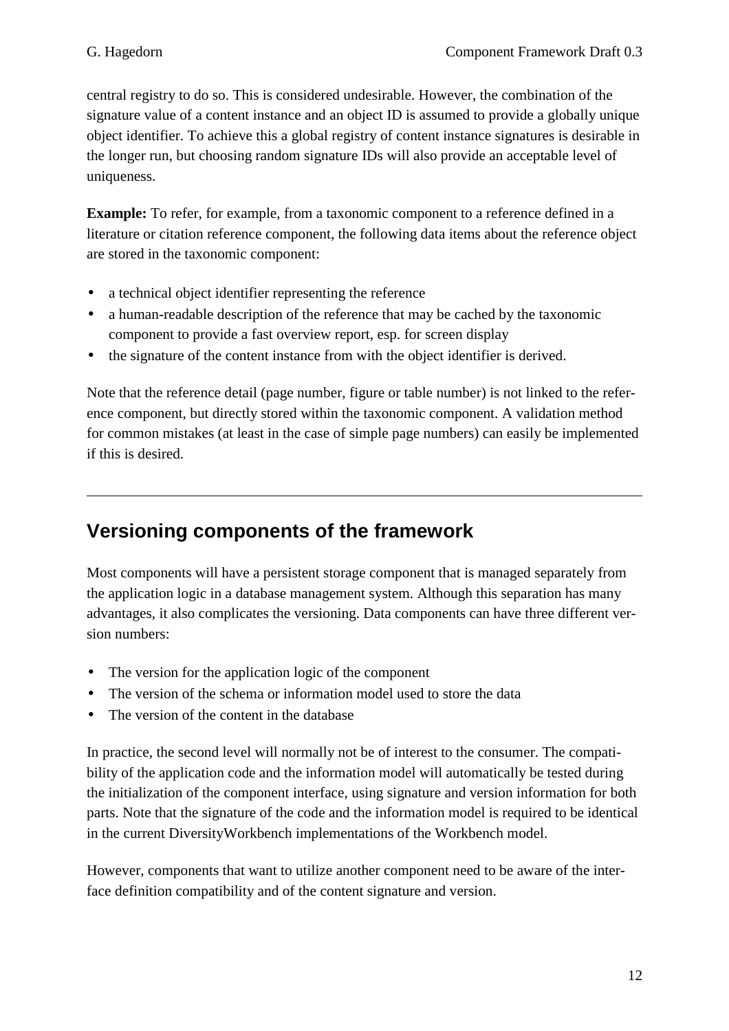central registry to do so. This is considered undesirable. However, the combination of the signature value of a content instance and an object ID is assumed to provide a globally unique object identifier. To achieve this a global registry of content instance signatures is desirable in the longer run, but choosing random signature IDs will also provide an acceptable level of uniqueness.

**Example:** To refer, for example, from a taxonomic component to a reference defined in a literature or citation reference component, the following data items about the reference object are stored in the taxonomic component:

- a technical object identifier representing the reference
- a human-readable description of the reference that may be cached by the taxonomic component to provide a fast overview report, esp. for screen display
- the signature of the content instance from with the object identifier is derived.

Note that the reference detail (page number, figure or table number) is not linked to the reference component, but directly stored within the taxonomic component. A validation method for common mistakes (at least in the case of simple page numbers) can easily be implemented if this is desired.

---

## Versioning components of the framework

Most components will have a persistent storage component that is managed separately from the application logic in a database management system. Although this separation has many advantages, it also complicates the versioning. Data components can have three different version numbers:

- The version for the application logic of the component
- The version of the schema or information model used to store the data
- The version of the content in the database

In practice, the second level will normally not be of interest to the consumer. The compatibility of the application code and the information model will automatically be tested during the initialization of the component interface, using signature and version information for both parts. Note that the signature of the code and the information model is required to be identical in the current DiversityWorkbench implementations of the Workbench model.

However, components that want to utilize another component need to be aware of the interface definition compatibility and of the content signature and version.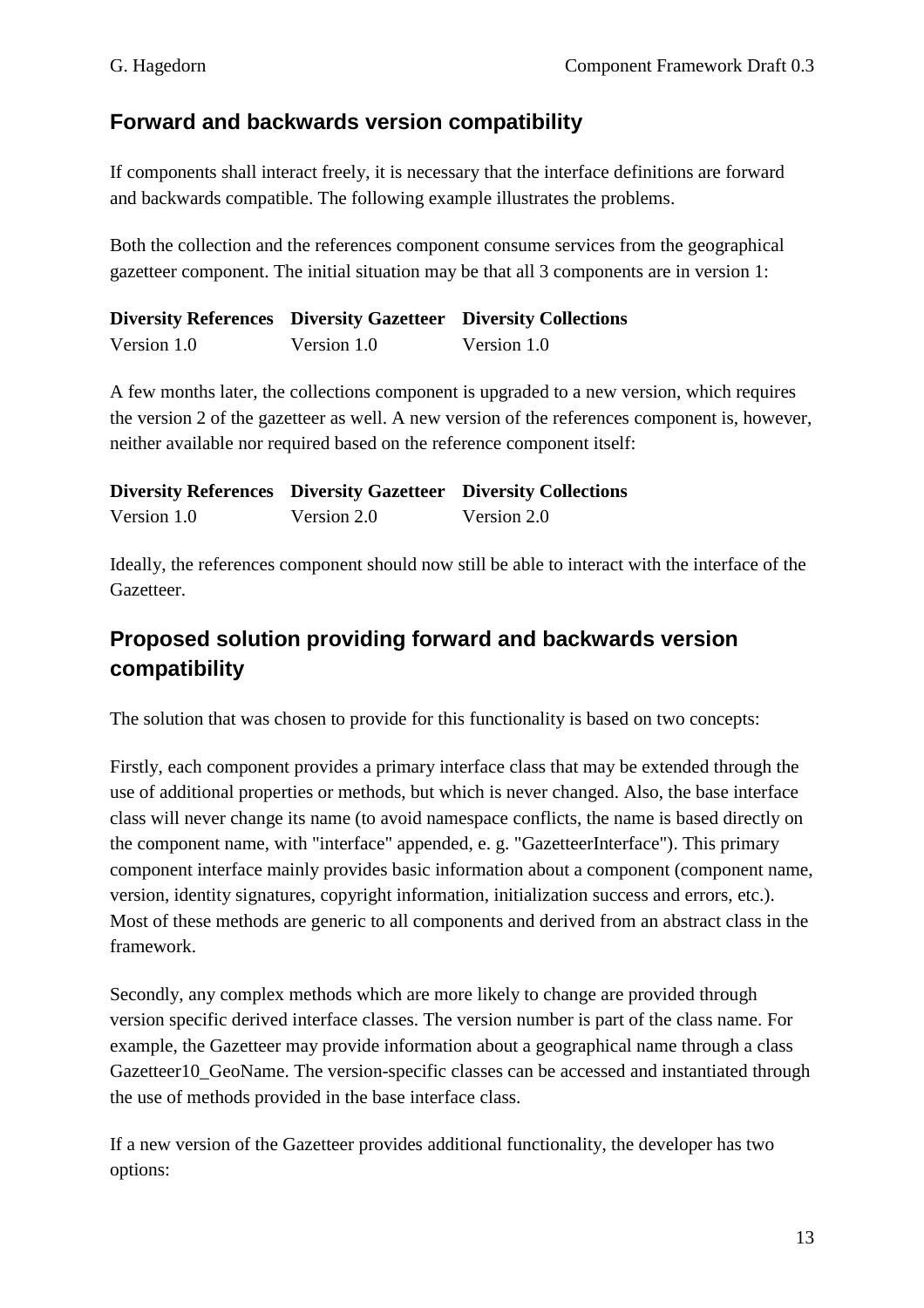## Forward and backwards version compatibility

If components shall interact freely, it is necessary that the interface definitions are forward and backwards compatible. The following example illustrates the problems.

Both the collection and the references component consume services from the geographical gazetteer component. The initial situation may be that all 3 components are in version 1:

| Diversity References | Diversity Gazetteer | Diversity Collections |
|---|---|---|
| Version 1.0 | Version 1.0 | Version 1.0 |

A few months later, the collections component is upgraded to a new version, which requires the version 2 of the gazetteer as well. A new version of the references component is, however, neither available nor required based on the reference component itself:

| Diversity References | Diversity Gazetteer | Diversity Collections |
|---|---|---|
| Version 1.0 | Version 2.0 | Version 2.0 |

Ideally, the references component should now still be able to interact with the interface of the Gazetteer.

## Proposed solution providing forward and backwards version compatibility

The solution that was chosen to provide for this functionality is based on two concepts:

Firstly, each component provides a primary interface class that may be extended through the use of additional properties or methods, but which is never changed. Also, the base interface class will never change its name (to avoid namespace conflicts, the name is based directly on the component name, with "interface" appended, e. g. "GazetteerInterface"). This primary component interface mainly provides basic information about a component (component name, version, identity signatures, copyright information, initialization success and errors, etc.). Most of these methods are generic to all components and derived from an abstract class in the framework.

Secondly, any complex methods which are more likely to change are provided through version specific derived interface classes. The version number is part of the class name. For example, the Gazetteer may provide information about a geographical name through a class Gazetteer10_GeoName. The version-specific classes can be accessed and instantiated through the use of methods provided in the base interface class.

If a new version of the Gazetteer provides additional functionality, the developer has two options: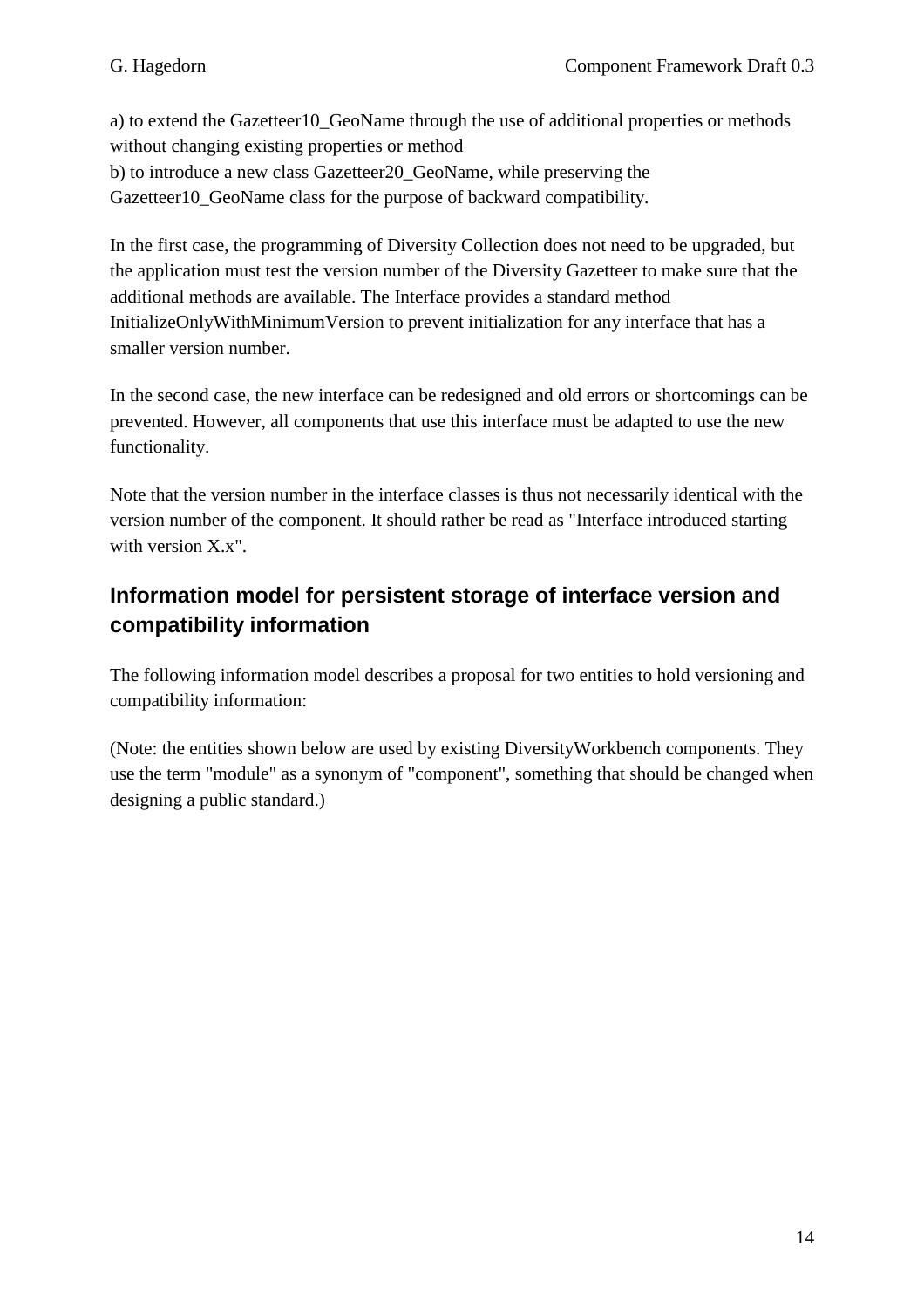a) to extend the Gazetteer10_GeoName through the use of additional properties or methods without changing existing properties or method
b) to introduce a new class Gazetteer20_GeoName, while preserving the Gazetteer10_GeoName class for the purpose of backward compatibility.

In the first case, the programming of Diversity Collection does not need to be upgraded, but the application must test the version number of the Diversity Gazetteer to make sure that the additional methods are available. The Interface provides a standard method InitializeOnlyWithMinimumVersion to prevent initialization for any interface that has a smaller version number.

In the second case, the new interface can be redesigned and old errors or shortcomings can be prevented. However, all components that use this interface must be adapted to use the new functionality.

Note that the version number in the interface classes is thus not necessarily identical with the version number of the component. It should rather be read as "Interface introduced starting with version X.x".

## Information model for persistent storage of interface version and compatibility information

The following information model describes a proposal for two entities to hold versioning and compatibility information:

(Note: the entities shown below are used by existing DiversityWorkbench components. They use the term "module" as a synonym of "component", something that should be changed when designing a public standard.)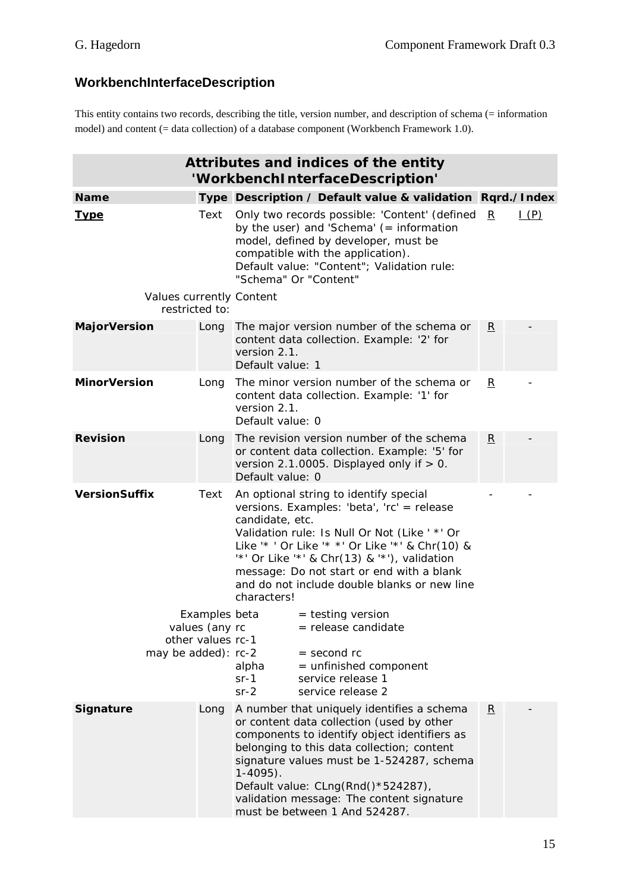### WorkbenchInterfaceDescription

This entity contains two records, describing the title, version number, and description of schema (= information model) and content (= data collection) of a database component (Workbench Framework 1.0).

| Attributes and indices of the entity 'WorkbenchInterfaceDescription' | | | | |
|---|---|---|---|---|
| **Name** | **Type** | **Description / Default value & validation** | **Rqrd./** | **Index** |
| **Type** | Text | Only two records possible: 'Content' (defined by the user) and 'Schema' (= information model, defined by developer, must be compatible with the application).<br>Default value: "Content"; Validation rule: "Schema" Or "Content" | R | I (P) |
| Values currently restricted to: | | Content | | |
| **MajorVersion** | Long | The major version number of the schema or content data collection. Example: '2' for version 2.1.<br>Default value: 1 | R | - |
| **MinorVersion** | Long | The minor version number of the schema or content data collection. Example: '1' for version 2.1.<br>Default value: 0 | R | - |
| **Revision** | Long | The revision version number of the schema or content data collection. Example: '5' for version 2.1.0005. Displayed only if > 0.<br>Default value: 0 | R | - |
| **VersionSuffix** | Text | An optional string to identify special versions. Examples: 'beta', 'rc' = release candidate, etc.<br>Validation rule: Is Null Or Not (Like ' *' Or Like '* ' Or Like '* *' Or Like '*' & Chr(10) & '*' Or Like '*' & Chr(13) & '*'), validation message: Do not start or end with a blank and do not include double blanks or new line characters! | - | - |
| Examples values (any other values may be added): | | beta = testing version<br>rc = release candidate<br>rc-1<br>rc-2 = second rc<br>alpha = unfinished component<br>sr-1 service release 1<br>sr-2 service release 2 | | |
| **Signature** | Long | A number that uniquely identifies a schema or content data collection (used by other components to identify object identifiers as belonging to this data collection; content signature values must be 1-524287, schema 1-4095).<br>Default value: CLng(Rnd()*524287), validation message: The content signature must be between 1 And 524287. | R | - |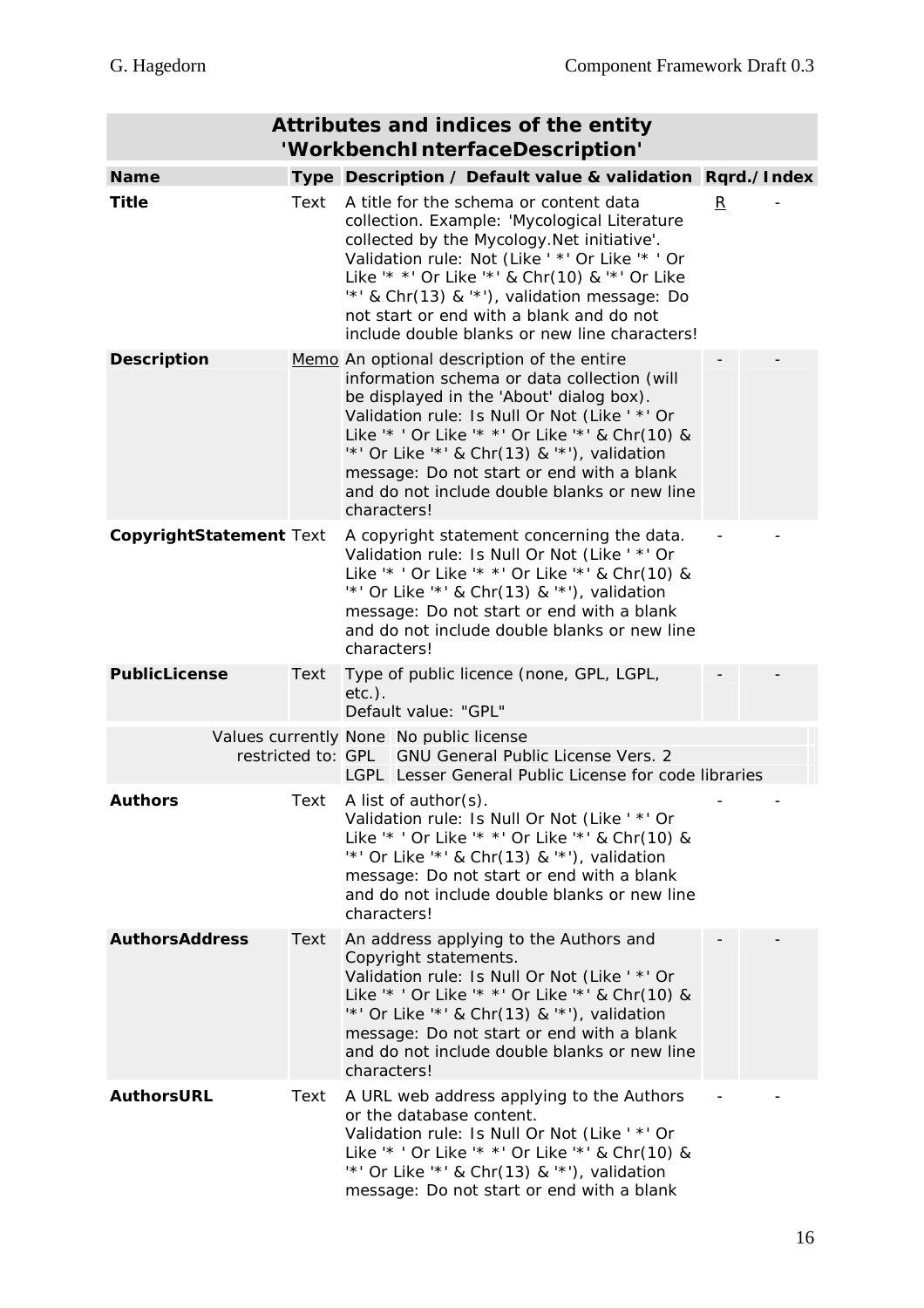**Attributes and indices of the entity 'WorkbenchInterfaceDescription'**

| Name | Type | Description / Default value & validation | Rqrd. | Index |
|---|---|---|---|---|
| **Title** | Text | A title for the schema or content data collection. Example: 'Mycological Literature collected by the Mycology.Net initiative'. Validation rule: Not (Like ' *' Or Like '* ' Or Like '* *' Or Like '*' & Chr(10) & '*' Or Like '*' & Chr(13) & '*'), validation message: Do not start or end with a blank and do not include double blanks or new line characters! | R | - |
| **Description** | Memo | An optional description of the entire information schema or data collection (will be displayed in the 'About' dialog box). Validation rule: Is Null Or Not (Like ' *' Or Like '* ' Or Like '* *' Or Like '*' & Chr(10) & '*' Or Like '*' & Chr(13) & '*'), validation message: Do not start or end with a blank and do not include double blanks or new line characters! | - | - |
| **CopyrightStatement** | Text | A copyright statement concerning the data. Validation rule: Is Null Or Not (Like ' *' Or Like '* ' Or Like '* *' Or Like '*' & Chr(10) & '*' Or Like '*' & Chr(13) & '*'), validation message: Do not start or end with a blank and do not include double blanks or new line characters! | - | - |
| **PublicLicense** | Text | Type of public licence (none, GPL, LGPL, etc.). Default value: "GPL" | - | - |
| Values currently restricted to: | | None: No public license; GPL: GNU General Public License Vers. 2; LGPL: Lesser General Public License for code libraries | | |
| **Authors** | Text | A list of author(s). Validation rule: Is Null Or Not (Like ' *' Or Like '* ' Or Like '* *' Or Like '*' & Chr(10) & '*' Or Like '*' & Chr(13) & '*'), validation message: Do not start or end with a blank and do not include double blanks or new line characters! | - | - |
| **AuthorsAddress** | Text | An address applying to the Authors and Copyright statements. Validation rule: Is Null Or Not (Like ' *' Or Like '* ' Or Like '* *' Or Like '*' & Chr(10) & '*' Or Like '*' & Chr(13) & '*'), validation message: Do not start or end with a blank and do not include double blanks or new line characters! | - | - |
| **AuthorsURL** | Text | A URL web address applying to the Authors or the database content. Validation rule: Is Null Or Not (Like ' *' Or Like '* ' Or Like '* *' Or Like '*' & Chr(10) & '*' Or Like '*' & Chr(13) & '*'), validation message: Do not start or end with a blank | - | - |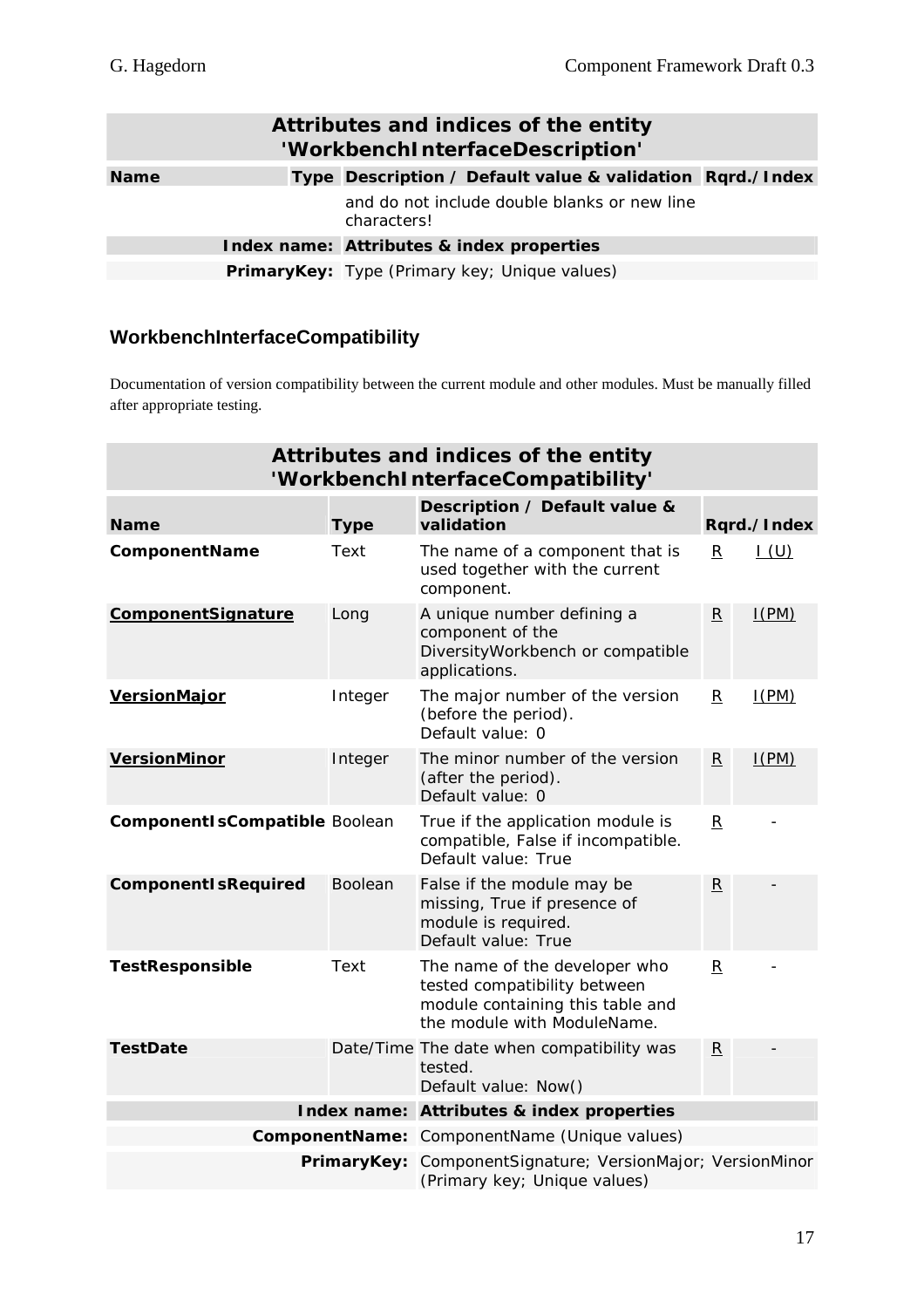| Attributes and indices of the entity 'WorkbenchInterfaceDescription' | | | |
|---|---|---|---|
| **Name** | **Type** | **Description / Default value & validation** | **Rqrd./Index** |
| | | and do not include double blanks or new line characters! | |
| | **Index name:** | **Attributes & index properties** | |
| | **PrimaryKey:** | Type (Primary key; Unique values) | |

### WorkbenchInterfaceCompatibility

Documentation of version compatibility between the current module and other modules. Must be manually filled after appropriate testing.

| **Name** | **Type** | **Description / Default value & validation** | **Rqrd.** | **Index** |
|---|---|---|---|---|
| **ComponentName** | Text | The name of a component that is used together with the current component. | R | I (U) |
| **ComponentSignature** | Long | A unique number defining a component of the DiversityWorkbench or compatible applications. | R | I(PM) |
| **VersionMajor** | Integer | The major number of the version (before the period).<br>Default value: 0 | R | I(PM) |
| **VersionMinor** | Integer | The minor number of the version (after the period).<br>Default value: 0 | R | I(PM) |
| **ComponentIsCompatible** | Boolean | True if the application module is compatible, False if incompatible.<br>Default value: True | R | - |
| **ComponentIsRequired** | Boolean | False if the module may be missing, True if presence of module is required.<br>Default value: True | R | - |
| **TestResponsible** | Text | The name of the developer who tested compatibility between module containing this table and the module with ModuleName. | R | - |
| **TestDate** | Date/Time | The date when compatibility was tested.<br>Default value: Now() | R | - |
| | **Index name:** | **Attributes & index properties** | | |
| | **ComponentName:** | ComponentName (Unique values) | | |
| | **PrimaryKey:** | ComponentSignature; VersionMajor; VersionMinor (Primary key; Unique values) | | |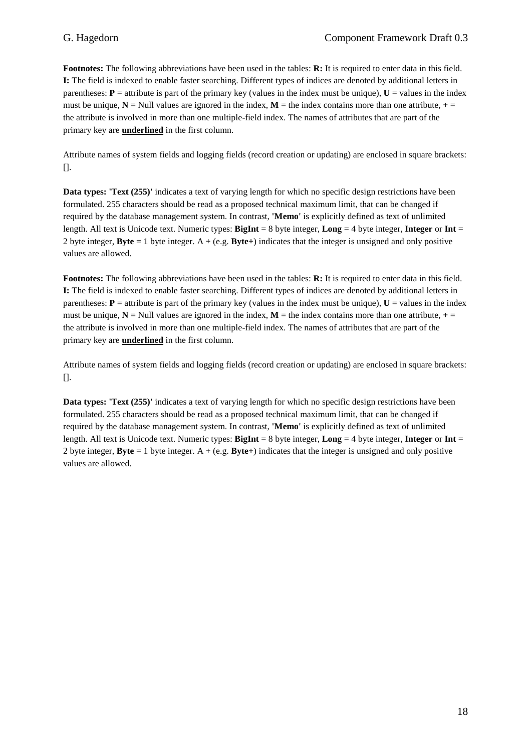**Footnotes:** The following abbreviations have been used in the tables: **R:** It is required to enter data in this field. **I:** The field is indexed to enable faster searching. Different types of indices are denoted by additional letters in parentheses: **P** = attribute is part of the primary key (values in the index must be unique), **U** = values in the index must be unique, **N** = Null values are ignored in the index, **M** = the index contains more than one attribute, **+** = the attribute is involved in more than one multiple-field index. The names of attributes that are part of the primary key are **underlined** in the first column.

Attribute names of system fields and logging fields (record creation or updating) are enclosed in square brackets: [].

**Data types: 'Text (255)'** indicates a text of varying length for which no specific design restrictions have been formulated. 255 characters should be read as a proposed technical maximum limit, that can be changed if required by the database management system. In contrast, **'Memo'** is explicitly defined as text of unlimited length. All text is Unicode text. Numeric types: **BigInt** = 8 byte integer, **Long** = 4 byte integer, **Integer** or **Int** = 2 byte integer, **Byte** = 1 byte integer. A **+** (e.g. **Byte+**) indicates that the integer is unsigned and only positive values are allowed.

**Footnotes:** The following abbreviations have been used in the tables: **R:** It is required to enter data in this field. **I:** The field is indexed to enable faster searching. Different types of indices are denoted by additional letters in parentheses: **P** = attribute is part of the primary key (values in the index must be unique), **U** = values in the index must be unique, **N** = Null values are ignored in the index, **M** = the index contains more than one attribute, **+** = the attribute is involved in more than one multiple-field index. The names of attributes that are part of the primary key are **underlined** in the first column.

Attribute names of system fields and logging fields (record creation or updating) are enclosed in square brackets: [].

**Data types: 'Text (255)'** indicates a text of varying length for which no specific design restrictions have been formulated. 255 characters should be read as a proposed technical maximum limit, that can be changed if required by the database management system. In contrast, **'Memo'** is explicitly defined as text of unlimited length. All text is Unicode text. Numeric types: **BigInt** = 8 byte integer, **Long** = 4 byte integer, **Integer** or **Int** = 2 byte integer, **Byte** = 1 byte integer. A **+** (e.g. **Byte+**) indicates that the integer is unsigned and only positive values are allowed.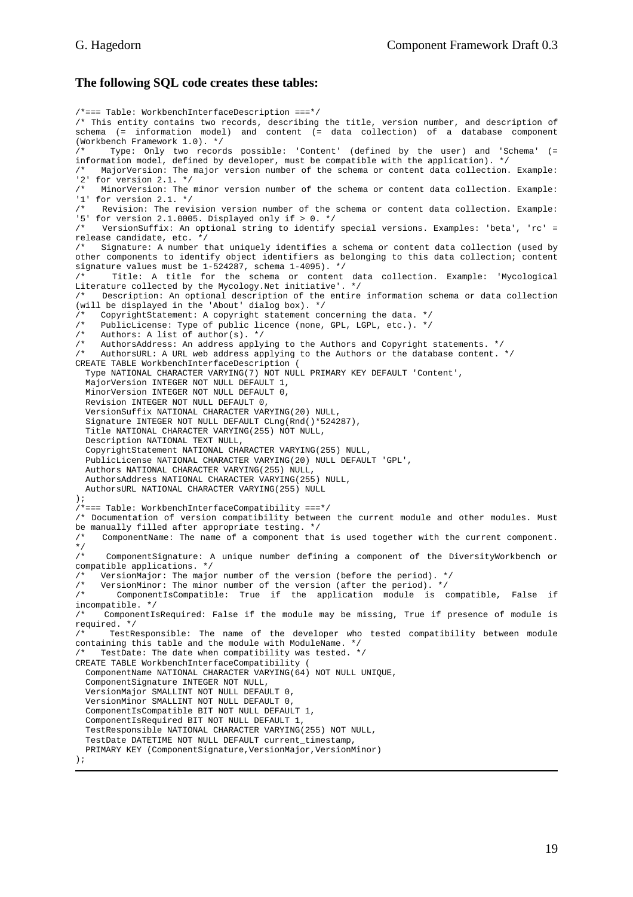**The following SQL code creates these tables:**

```
/*=== Table: WorkbenchInterfaceDescription ===*/
/* This entity contains two records, describing the title, version number, and description of schema (= information model) and content (= data collection) of a database component (Workbench Framework 1.0). */
/*    Type: Only two records possible: 'Content' (defined by the user) and 'Schema' (= information model, defined by developer, must be compatible with the application). */
/*   MajorVersion: The major version number of the schema or content data collection. Example: '2' for version 2.1. */
/*   MinorVersion: The minor version number of the schema or content data collection. Example: '1' for version 2.1. */
/*   Revision: The revision version number of the schema or content data collection. Example: '5' for version 2.1.0005. Displayed only if > 0. */
/*   VersionSuffix: An optional string to identify special versions. Examples: 'beta', 'rc' = release candidate, etc. */
/*   Signature: A number that uniquely identifies a schema or content data collection (used by other components to identify object identifiers as belonging to this data collection; content signature values must be 1-524287, schema 1-4095). */
/*    Title: A title for the schema or content data collection. Example: 'Mycological Literature collected by the Mycology.Net initiative'. */
/*   Description: An optional description of the entire information schema or data collection (will be displayed in the 'About' dialog box). */
/*   CopyrightStatement: A copyright statement concerning the data. */
/*   PublicLicense: Type of public licence (none, GPL, LGPL, etc.). */
/*   Authors: A list of author(s). */
/*   AuthorsAddress: An address applying to the Authors and Copyright statements. */
/*   AuthorsURL: A URL web address applying to the Authors or the database content. */
CREATE TABLE WorkbenchInterfaceDescription (
  Type NATIONAL CHARACTER VARYING(7) NOT NULL PRIMARY KEY DEFAULT 'Content',
  MajorVersion INTEGER NOT NULL DEFAULT 1,
  MinorVersion INTEGER NOT NULL DEFAULT 0,
  Revision INTEGER NOT NULL DEFAULT 0,
  VersionSuffix NATIONAL CHARACTER VARYING(20) NULL,
  Signature INTEGER NOT NULL DEFAULT CLng(Rnd()*524287),
  Title NATIONAL CHARACTER VARYING(255) NOT NULL,
  Description NATIONAL TEXT NULL,
  CopyrightStatement NATIONAL CHARACTER VARYING(255) NULL,
  PublicLicense NATIONAL CHARACTER VARYING(20) NULL DEFAULT 'GPL',
  Authors NATIONAL CHARACTER VARYING(255) NULL,
  AuthorsAddress NATIONAL CHARACTER VARYING(255) NULL,
  AuthorsURL NATIONAL CHARACTER VARYING(255) NULL
);
/*=== Table: WorkbenchInterfaceCompatibility ===*/
/* Documentation of version compatibility between the current module and other modules. Must be manually filled after appropriate testing. */
/*   ComponentName: The name of a component that is used together with the current component. */
/*   ComponentSignature: A unique number defining a component of the DiversityWorkbench or compatible applications. */
/*   VersionMajor: The major number of the version (before the period). */
/*   VersionMinor: The minor number of the version (after the period). */
/*    ComponentIsCompatible: True if the application module is compatible, False if incompatible. */
/*   ComponentIsRequired: False if the module may be missing, True if presence of module is required. */
/*    TestResponsible: The name of the developer who tested compatibility between module containing this table and the module with ModuleName. */
/*   TestDate: The date when compatibility was tested. */
CREATE TABLE WorkbenchInterfaceCompatibility (
  ComponentName NATIONAL CHARACTER VARYING(64) NOT NULL UNIQUE,
  ComponentSignature INTEGER NOT NULL,
  VersionMajor SMALLINT NOT NULL DEFAULT 0,
  VersionMinor SMALLINT NOT NULL DEFAULT 0,
  ComponentIsCompatible BIT NOT NULL DEFAULT 1,
  ComponentIsRequired BIT NOT NULL DEFAULT 1,
  TestResponsible NATIONAL CHARACTER VARYING(255) NOT NULL,
  TestDate DATETIME NOT NULL DEFAULT current_timestamp,
  PRIMARY KEY (ComponentSignature,VersionMajor,VersionMinor)
);
```